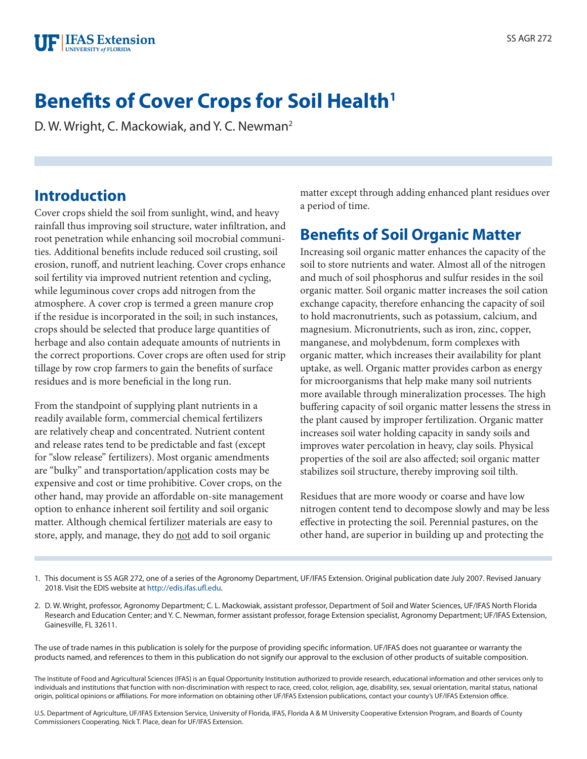# Benefits of Cover Crops for Soil Health[1]

D. W. Wright, C. Mackowiak, and Y. C. Newman[2]

## Introduction

Cover crops shield the soil from sunlight, wind, and heavy rainfall thus improving soil structure, water infiltration, and root penetration while enhancing soil mocrobial communities. Additional benefits include reduced soil crusting, soil erosion, runoff, and nutrient leaching. Cover crops enhance soil fertility via improved nutrient retention and cycling, while leguminous cover crops add nitrogen from the atmosphere. A cover crop is termed a green manure crop if the residue is incorporated in the soil; in such instances, crops should be selected that produce large quantities of herbage and also contain adequate amounts of nutrients in the correct proportions. Cover crops are often used for strip tillage by row crop farmers to gain the benefits of surface residues and is more beneficial in the long run.

From the standpoint of supplying plant nutrients in a readily available form, commercial chemical fertilizers are relatively cheap and concentrated. Nutrient content and release rates tend to be predictable and fast (except for "slow release" fertilizers). Most organic amendments are "bulky" and transportation/application costs may be expensive and cost or time prohibitive. Cover crops, on the other hand, may provide an affordable on-site management option to enhance inherent soil fertility and soil organic matter. Although chemical fertilizer materials are easy to store, apply, and manage, they do <u>not</u> add to soil organic matter except through adding enhanced plant residues over a period of time.

## Benefits of Soil Organic Matter

Increasing soil organic matter enhances the capacity of the soil to store nutrients and water. Almost all of the nitrogen and much of soil phosphorus and sulfur resides in the soil organic matter. Soil organic matter increases the soil cation exchange capacity, therefore enhancing the capacity of soil to hold macronutrients, such as potassium, calcium, and magnesium. Micronutrients, such as iron, zinc, copper, manganese, and molybdenum, form complexes with organic matter, which increases their availability for plant uptake, as well. Organic matter provides carbon as energy for microorganisms that help make many soil nutrients more available through mineralization processes. The high buffering capacity of soil organic matter lessens the stress in the plant caused by improper fertilization. Organic matter increases soil water holding capacity in sandy soils and improves water percolation in heavy, clay soils. Physical properties of the soil are also affected; soil organic matter stabilizes soil structure, thereby improving soil tilth.

Residues that are more woody or coarse and have low nitrogen content tend to decompose slowly and may be less effective in protecting the soil. Perennial pastures, on the other hand, are superior in building up and protecting the

---

1. This document is SS AGR 272, one of a series of the Agronomy Department, UF/IFAS Extension. Original publication date July 2007. Revised January 2018. Visit the EDIS website at http://edis.ifas.ufl.edu.

2. D. W. Wright, professor, Agronomy Department; C. L. Mackowiak, assistant professor, Department of Soil and Water Sciences, UF/IFAS North Florida Research and Education Center; and Y. C. Newman, former assistant professor, forage Extension specialist, Agronomy Department; UF/IFAS Extension, Gainesville, FL 32611.

The use of trade names in this publication is solely for the purpose of providing specific information. UF/IFAS does not guarantee or warranty the products named, and references to them in this publication do not signify our approval to the exclusion of other products of suitable composition.

The Institute of Food and Agricultural Sciences (IFAS) is an Equal Opportunity Institution authorized to provide research, educational information and other services only to individuals and institutions that function with non-discrimination with respect to race, creed, color, religion, age, disability, sex, sexual orientation, marital status, national origin, political opinions or affiliations. For more information on obtaining other UF/IFAS Extension publications, contact your county's UF/IFAS Extension office.

U.S. Department of Agriculture, UF/IFAS Extension Service, University of Florida, IFAS, Florida A & M University Cooperative Extension Program, and Boards of County Commissioners Cooperating. Nick T. Place, dean for UF/IFAS Extension.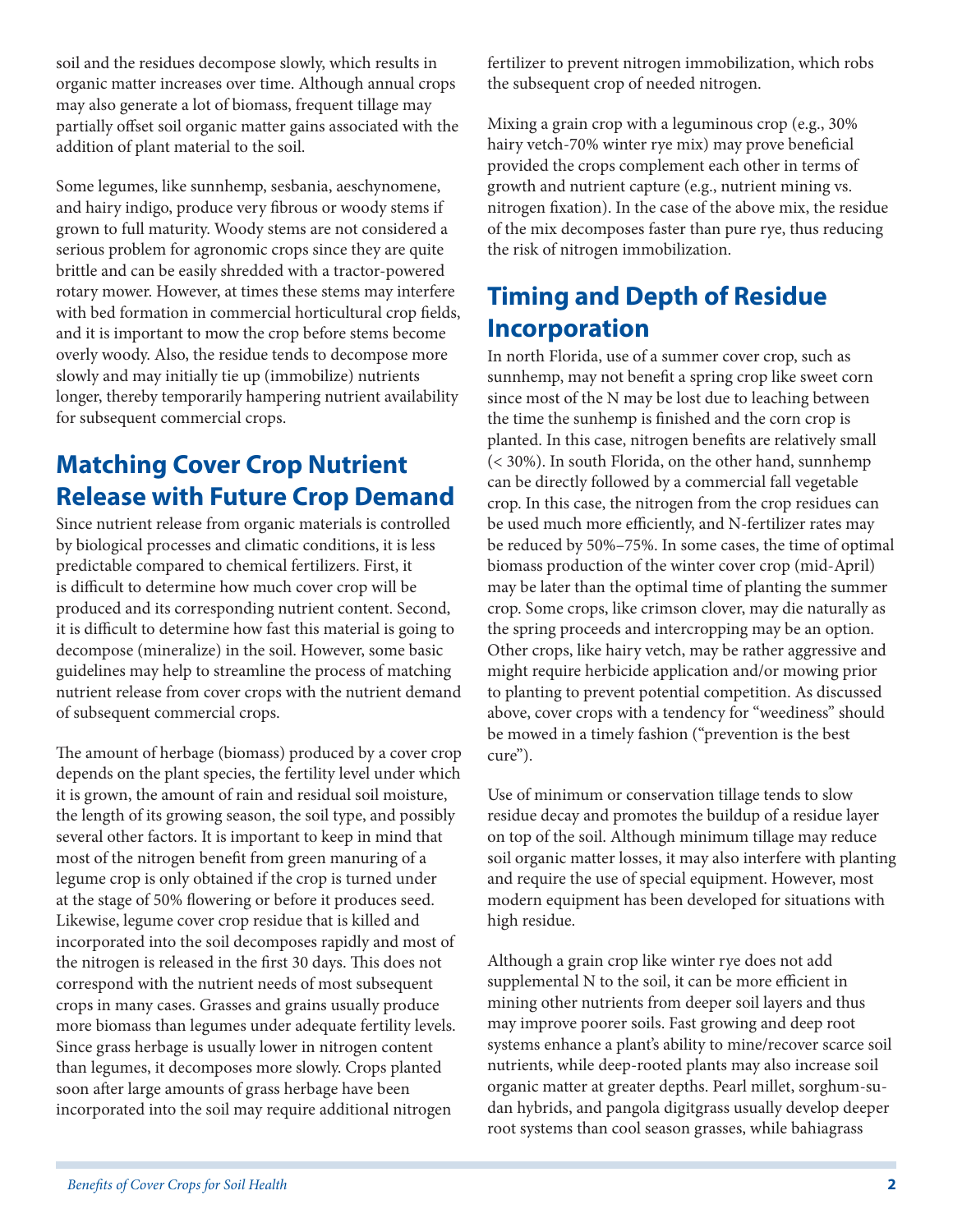soil and the residues decompose slowly, which results in organic matter increases over time. Although annual crops may also generate a lot of biomass, frequent tillage may partially offset soil organic matter gains associated with the addition of plant material to the soil.

Some legumes, like sunnhemp, sesbania, aeschynomene, and hairy indigo, produce very fibrous or woody stems if grown to full maturity. Woody stems are not considered a serious problem for agronomic crops since they are quite brittle and can be easily shredded with a tractor-powered rotary mower. However, at times these stems may interfere with bed formation in commercial horticultural crop fields, and it is important to mow the crop before stems become overly woody. Also, the residue tends to decompose more slowly and may initially tie up (immobilize) nutrients longer, thereby temporarily hampering nutrient availability for subsequent commercial crops.

## Matching Cover Crop Nutrient Release with Future Crop Demand

Since nutrient release from organic materials is controlled by biological processes and climatic conditions, it is less predictable compared to chemical fertilizers. First, it is difficult to determine how much cover crop will be produced and its corresponding nutrient content. Second, it is difficult to determine how fast this material is going to decompose (mineralize) in the soil. However, some basic guidelines may help to streamline the process of matching nutrient release from cover crops with the nutrient demand of subsequent commercial crops.

The amount of herbage (biomass) produced by a cover crop depends on the plant species, the fertility level under which it is grown, the amount of rain and residual soil moisture, the length of its growing season, the soil type, and possibly several other factors. It is important to keep in mind that most of the nitrogen benefit from green manuring of a legume crop is only obtained if the crop is turned under at the stage of 50% flowering or before it produces seed. Likewise, legume cover crop residue that is killed and incorporated into the soil decomposes rapidly and most of the nitrogen is released in the first 30 days. This does not correspond with the nutrient needs of most subsequent crops in many cases. Grasses and grains usually produce more biomass than legumes under adequate fertility levels. Since grass herbage is usually lower in nitrogen content than legumes, it decomposes more slowly. Crops planted soon after large amounts of grass herbage have been incorporated into the soil may require additional nitrogen fertilizer to prevent nitrogen immobilization, which robs the subsequent crop of needed nitrogen.

Mixing a grain crop with a leguminous crop (e.g., 30% hairy vetch-70% winter rye mix) may prove beneficial provided the crops complement each other in terms of growth and nutrient capture (e.g., nutrient mining vs. nitrogen fixation). In the case of the above mix, the residue of the mix decomposes faster than pure rye, thus reducing the risk of nitrogen immobilization.

## Timing and Depth of Residue Incorporation

In north Florida, use of a summer cover crop, such as sunnhemp, may not benefit a spring crop like sweet corn since most of the N may be lost due to leaching between the time the sunnhemp is finished and the corn crop is planted. In this case, nitrogen benefits are relatively small (< 30%). In south Florida, on the other hand, sunnhemp can be directly followed by a commercial fall vegetable crop. In this case, the nitrogen from the crop residues can be used much more efficiently, and N-fertilizer rates may be reduced by 50%–75%. In some cases, the time of optimal biomass production of the winter cover crop (mid-April) may be later than the optimal time of planting the summer crop. Some crops, like crimson clover, may die naturally as the spring proceeds and intercropping may be an option. Other crops, like hairy vetch, may be rather aggressive and might require herbicide application and/or mowing prior to planting to prevent potential competition. As discussed above, cover crops with a tendency for "weediness" should be mowed in a timely fashion ("prevention is the best cure").

Use of minimum or conservation tillage tends to slow residue decay and promotes the buildup of a residue layer on top of the soil. Although minimum tillage may reduce soil organic matter losses, it may also interfere with planting and require the use of special equipment. However, most modern equipment has been developed for situations with high residue.

Although a grain crop like winter rye does not add supplemental N to the soil, it can be more efficient in mining other nutrients from deeper soil layers and thus may improve poorer soils. Fast growing and deep root systems enhance a plant's ability to mine/recover scarce soil nutrients, while deep-rooted plants may also increase soil organic matter at greater depths. Pearl millet, sorghum-sudan hybrids, and pangola digitgrass usually develop deeper root systems than cool season grasses, while bahiagrass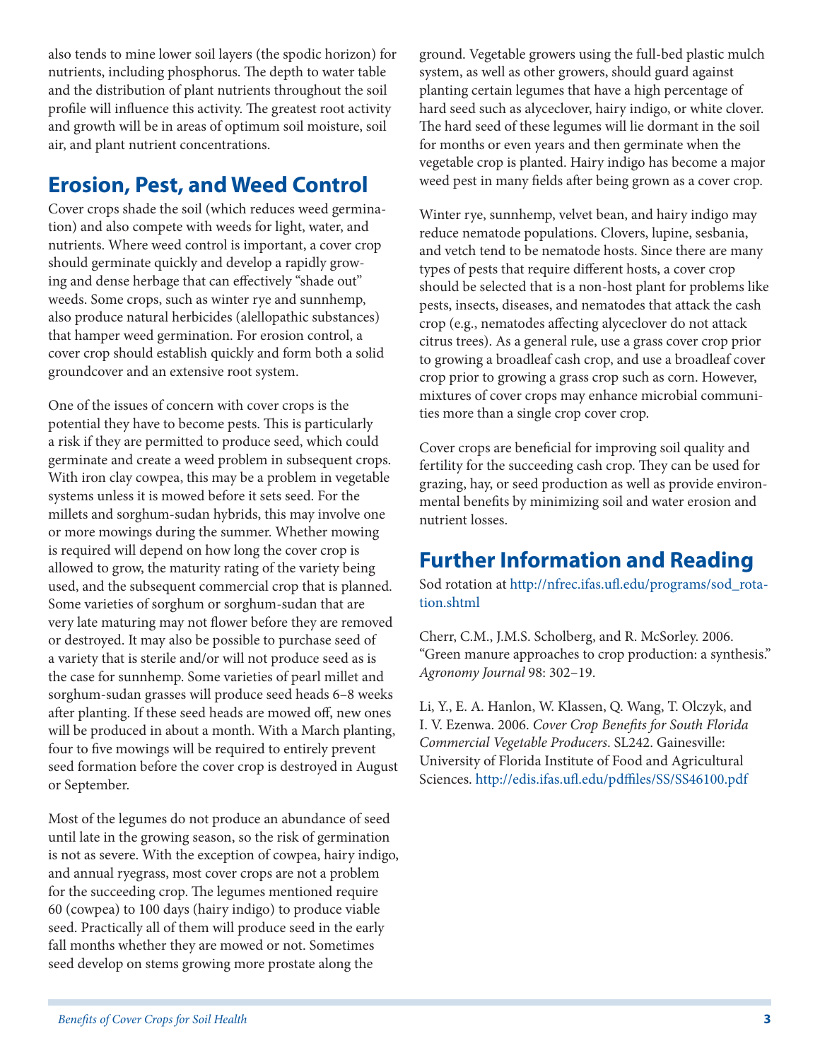also tends to mine lower soil layers (the spodic horizon) for nutrients, including phosphorus. The depth to water table and the distribution of plant nutrients throughout the soil profile will influence this activity. The greatest root activity and growth will be in areas of optimum soil moisture, soil air, and plant nutrient concentrations.

## Erosion, Pest, and Weed Control

Cover crops shade the soil (which reduces weed germination) and also compete with weeds for light, water, and nutrients. Where weed control is important, a cover crop should germinate quickly and develop a rapidly growing and dense herbage that can effectively "shade out" weeds. Some crops, such as winter rye and sunnhemp, also produce natural herbicides (alellopathic substances) that hamper weed germination. For erosion control, a cover crop should establish quickly and form both a solid groundcover and an extensive root system.

One of the issues of concern with cover crops is the potential they have to become pests. This is particularly a risk if they are permitted to produce seed, which could germinate and create a weed problem in subsequent crops. With iron clay cowpea, this may be a problem in vegetable systems unless it is mowed before it sets seed. For the millets and sorghum-sudan hybrids, this may involve one or more mowings during the summer. Whether mowing is required will depend on how long the cover crop is allowed to grow, the maturity rating of the variety being used, and the subsequent commercial crop that is planned. Some varieties of sorghum or sorghum-sudan that are very late maturing may not flower before they are removed or destroyed. It may also be possible to purchase seed of a variety that is sterile and/or will not produce seed as is the case for sunnhemp. Some varieties of pearl millet and sorghum-sudan grasses will produce seed heads 6–8 weeks after planting. If these seed heads are mowed off, new ones will be produced in about a month. With a March planting, four to five mowings will be required to entirely prevent seed formation before the cover crop is destroyed in August or September.

Most of the legumes do not produce an abundance of seed until late in the growing season, so the risk of germination is not as severe. With the exception of cowpea, hairy indigo, and annual ryegrass, most cover crops are not a problem for the succeeding crop. The legumes mentioned require 60 (cowpea) to 100 days (hairy indigo) to produce viable seed. Practically all of them will produce seed in the early fall months whether they are mowed or not. Sometimes seed develop on stems growing more prostate along the ground. Vegetable growers using the full-bed plastic mulch system, as well as other growers, should guard against planting certain legumes that have a high percentage of hard seed such as alyceclover, hairy indigo, or white clover. The hard seed of these legumes will lie dormant in the soil for months or even years and then germinate when the vegetable crop is planted. Hairy indigo has become a major weed pest in many fields after being grown as a cover crop.

Winter rye, sunnhemp, velvet bean, and hairy indigo may reduce nematode populations. Clovers, lupine, sesbania, and vetch tend to be nematode hosts. Since there are many types of pests that require different hosts, a cover crop should be selected that is a non-host plant for problems like pests, insects, diseases, and nematodes that attack the cash crop (e.g., nematodes affecting alyceclover do not attack citrus trees). As a general rule, use a grass cover crop prior to growing a broadleaf cash crop, and use a broadleaf cover crop prior to growing a grass crop such as corn. However, mixtures of cover crops may enhance microbial communities more than a single crop cover crop.

Cover crops are beneficial for improving soil quality and fertility for the succeeding cash crop. They can be used for grazing, hay, or seed production as well as provide environmental benefits by minimizing soil and water erosion and nutrient losses.

## Further Information and Reading

Sod rotation at http://nfrec.ifas.ufl.edu/programs/sod_rotation.shtml

Cherr, C.M., J.M.S. Scholberg, and R. McSorley. 2006. "Green manure approaches to crop production: a synthesis." *Agronomy Journal* 98: 302–19.

Li, Y., E. A. Hanlon, W. Klassen, Q. Wang, T. Olczyk, and I. V. Ezenwa. 2006. *Cover Crop Benefits for South Florida Commercial Vegetable Producers*. SL242. Gainesville: University of Florida Institute of Food and Agricultural Sciences. http://edis.ifas.ufl.edu/pdffiles/SS/SS46100.pdf